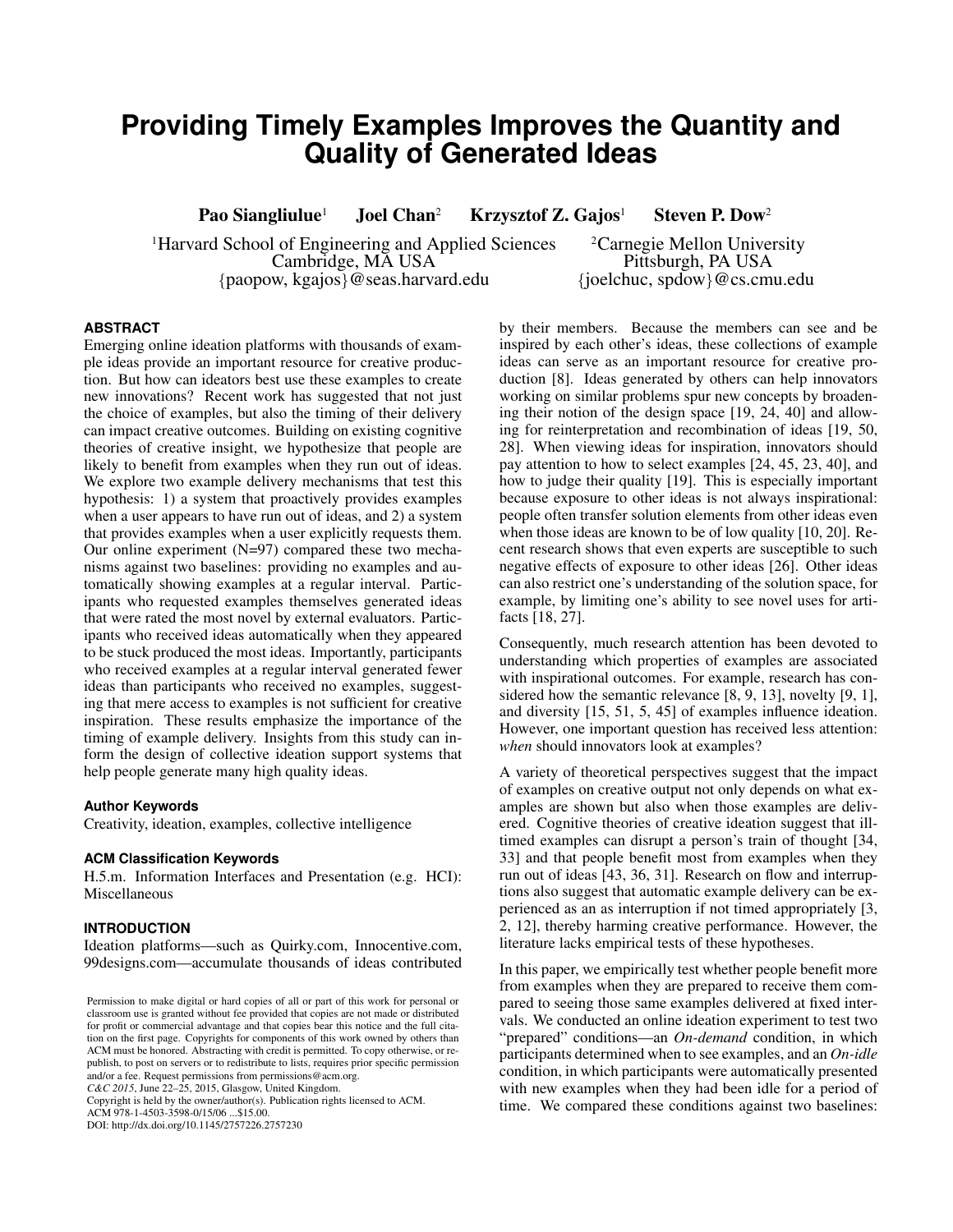# Providing Timely Examples Improves the Quantity and Quality of Generated Ideas

**Pao Siangliulue**[1] **Joel Chan**[2] **Krzysztof Z. Gajos**[1] **Steven P. Dow**[2]

[1]Harvard School of Engineering and Applied Sciences
Cambridge, MA USA
{paopow, kgajos}@seas.harvard.edu

[2]Carnegie Mellon University
Pittsburgh, PA USA
{joelchuc, spdow}@cs.cmu.edu

## ABSTRACT

Emerging online ideation platforms with thousands of example ideas provide an important resource for creative production. But how can ideators best use these examples to create new innovations? Recent work has suggested that not just the choice of examples, but also the timing of their delivery can impact creative outcomes. Building on existing cognitive theories of creative insight, we hypothesize that people are likely to benefit from examples when they run out of ideas. We explore two example delivery mechanisms that test this hypothesis: 1) a system that proactively provides examples when a user appears to have run out of ideas, and 2) a system that provides examples when a user explicitly requests them. Our online experiment (N=97) compared these two mechanisms against two baselines: providing no examples and automatically showing examples at a regular interval. Participants who requested examples themselves generated ideas that were rated the most novel by external evaluators. Participants who received ideas automatically when they appeared to be stuck produced the most ideas. Importantly, participants who received examples at a regular interval generated fewer ideas than participants who received no examples, suggesting that mere access to examples is not sufficient for creative inspiration. These results emphasize the importance of the timing of example delivery. Insights from this study can inform the design of collective ideation support systems that help people generate many high quality ideas.

### Author Keywords

Creativity, ideation, examples, collective intelligence

### ACM Classification Keywords

H.5.m. Information Interfaces and Presentation (e.g. HCI): Miscellaneous

## INTRODUCTION

Ideation platforms—such as Quirky.com, Innocentive.com, 99designs.com—accumulate thousands of ideas contributed by their members. Because the members can see and be inspired by each other's ideas, these collections of example ideas can serve as an important resource for creative production [8]. Ideas generated by others can help innovators working on similar problems spur new concepts by broadening their notion of the design space [19, 24, 40] and allowing for reinterpretation and recombination of ideas [19, 50, 28]. When viewing ideas for inspiration, innovators should pay attention to how to select examples [24, 45, 23, 40], and how to judge their quality [19]. This is especially important because exposure to other ideas is not always inspirational: people often transfer solution elements from other ideas even when those ideas are known to be of low quality [10, 20]. Recent research shows that even experts are susceptible to such negative effects of exposure to other ideas [26]. Other ideas can also restrict one's understanding of the solution space, for example, by limiting one's ability to see novel uses for artifacts [18, 27].

Consequently, much research attention has been devoted to understanding which properties of examples are associated with inspirational outcomes. For example, research has considered how the semantic relevance [8, 9, 13], novelty [9, 1], and diversity [15, 51, 5, 45] of examples influence ideation. However, one important question has received less attention: *when* should innovators look at examples?

A variety of theoretical perspectives suggest that the impact of examples on creative output not only depends on what examples are shown but also when those examples are delivered. Cognitive theories of creative ideation suggest that ill-timed examples can disrupt a person's train of thought [34, 33] and that people benefit most from examples when they run out of ideas [43, 36, 31]. Research on flow and interruptions also suggest that automatic example delivery can be experienced as an as interruption if not timed appropriately [3, 2, 12], thereby harming creative performance. However, the literature lacks empirical tests of these hypotheses.

In this paper, we empirically test whether people benefit more from examples when they are prepared to receive them compared to seeing those same examples delivered at fixed intervals. We conducted an online ideation experiment to test two "prepared" conditions—an *On-demand* condition, in which participants determined when to see examples, and an *On-idle* condition, in which participants were automatically presented with new examples when they had been idle for a period of time. We compared these conditions against two baselines:

Permission to make digital or hard copies of all or part of this work for personal or classroom use is granted without fee provided that copies are not made or distributed for profit or commercial advantage and that copies bear this notice and the full citation on the first page. Copyrights for components of this work owned by others than ACM must be honored. Abstracting with credit is permitted. To copy otherwise, or republish, to post on servers or to redistribute to lists, requires prior specific permission and/or a fee. Request permissions from permissions@acm.org.
*C&C 2015*, June 22–25, 2015, Glasgow, United Kingdom.
Copyright is held by the owner/author(s). Publication rights licensed to ACM.
ACM 978-1-4503-3598-0/15/06 ...$15.00.
DOI: http://dx.doi.org/10.1145/2757226.2757230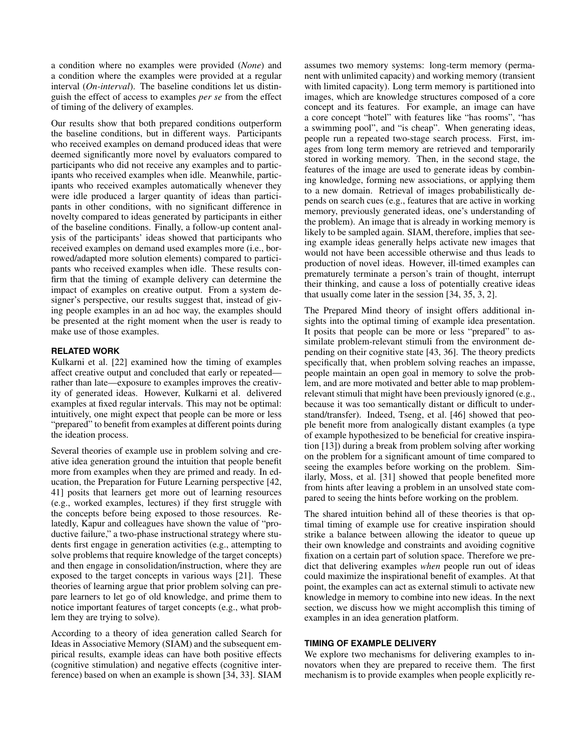a condition where no examples were provided (*None*) and a condition where the examples were provided at a regular interval (*On-interval*). The baseline conditions let us distinguish the effect of access to examples *per se* from the effect of timing of the delivery of examples.

Our results show that both prepared conditions outperform the baseline conditions, but in different ways. Participants who received examples on demand produced ideas that were deemed significantly more novel by evaluators compared to participants who did not receive any examples and to participants who received examples when idle. Meanwhile, participants who received examples automatically whenever they were idle produced a larger quantity of ideas than participants in other conditions, with no significant difference in novelty compared to ideas generated by participants in either of the baseline conditions. Finally, a follow-up content analysis of the participants' ideas showed that participants who received examples on demand used examples more (i.e., borrowed/adapted more solution elements) compared to participants who received examples when idle. These results confirm that the timing of example delivery can determine the impact of examples on creative output. From a system designer's perspective, our results suggest that, instead of giving people examples in an ad hoc way, the examples should be presented at the right moment when the user is ready to make use of those examples.

## RELATED WORK

Kulkarni et al. [22] examined how the timing of examples affect creative output and concluded that early or repeated—rather than late—exposure to examples improves the creativity of generated ideas. However, Kulkarni et al. delivered examples at fixed regular intervals. This may not be optimal: intuitively, one might expect that people can be more or less "prepared" to benefit from examples at different points during the ideation process.

Several theories of example use in problem solving and creative idea generation ground the intuition that people benefit more from examples when they are primed and ready. In education, the Preparation for Future Learning perspective [42, 41] posits that learners get more out of learning resources (e.g., worked examples, lectures) if they first struggle with the concepts before being exposed to those resources. Relatedly, Kapur and colleagues have shown the value of "productive failure," a two-phase instructional strategy where students first engage in generation activities (e.g., attempting to solve problems that require knowledge of the target concepts) and then engage in consolidation/instruction, where they are exposed to the target concepts in various ways [21]. These theories of learning argue that prior problem solving can prepare learners to let go of old knowledge, and prime them to notice important features of target concepts (e.g., what problem they are trying to solve).

According to a theory of idea generation called Search for Ideas in Associative Memory (SIAM) and the subsequent empirical results, example ideas can have both positive effects (cognitive stimulation) and negative effects (cognitive interference) based on when an example is shown [34, 33]. SIAM assumes two memory systems: long-term memory (permanent with unlimited capacity) and working memory (transient with limited capacity). Long term memory is partitioned into images, which are knowledge structures composed of a core concept and its features. For example, an image can have a core concept "hotel" with features like "has rooms", "has a swimming pool", and "is cheap". When generating ideas, people run a repeated two-stage search process. First, images from long term memory are retrieved and temporarily stored in working memory. Then, in the second stage, the features of the image are used to generate ideas by combining knowledge, forming new associations, or applying them to a new domain. Retrieval of images probabilistically depends on search cues (e.g., features that are active in working memory, previously generated ideas, one's understanding of the problem). An image that is already in working memory is likely to be sampled again. SIAM, therefore, implies that seeing example ideas generally helps activate new images that would not have been accessible otherwise and thus leads to production of novel ideas. However, ill-timed examples can prematurely terminate a person's train of thought, interrupt their thinking, and cause a loss of potentially creative ideas that usually come later in the session [34, 35, 3, 2].

The Prepared Mind theory of insight offers additional insights into the optimal timing of example idea presentation. It posits that people can be more or less "prepared" to assimilate problem-relevant stimuli from the environment depending on their cognitive state [43, 36]. The theory predicts specifically that, when problem solving reaches an impasse, people maintain an open goal in memory to solve the problem, and are more motivated and better able to map problem-relevant stimuli that might have been previously ignored (e.g., because it was too semantically distant or difficult to understand/transfer). Indeed, Tseng, et al. [46] showed that people benefit more from analogically distant examples (a type of example hypothesized to be beneficial for creative inspiration [13]) during a break from problem solving after working on the problem for a significant amount of time compared to seeing the examples before working on the problem. Similarly, Moss, et al. [31] showed that people benefited more from hints after leaving a problem in an unsolved state compared to seeing the hints before working on the problem.

The shared intuition behind all of these theories is that optimal timing of example use for creative inspiration should strike a balance between allowing the ideator to queue up their own knowledge and constraints and avoiding cognitive fixation on a certain part of solution space. Therefore we predict that delivering examples *when* people run out of ideas could maximize the inspirational benefit of examples. At that point, the examples can act as external stimuli to activate new knowledge in memory to combine into new ideas. In the next section, we discuss how we might accomplish this timing of examples in an idea generation platform.

## TIMING OF EXAMPLE DELIVERY

We explore two mechanisms for delivering examples to innovators when they are prepared to receive them. The first mechanism is to provide examples when people explicitly re-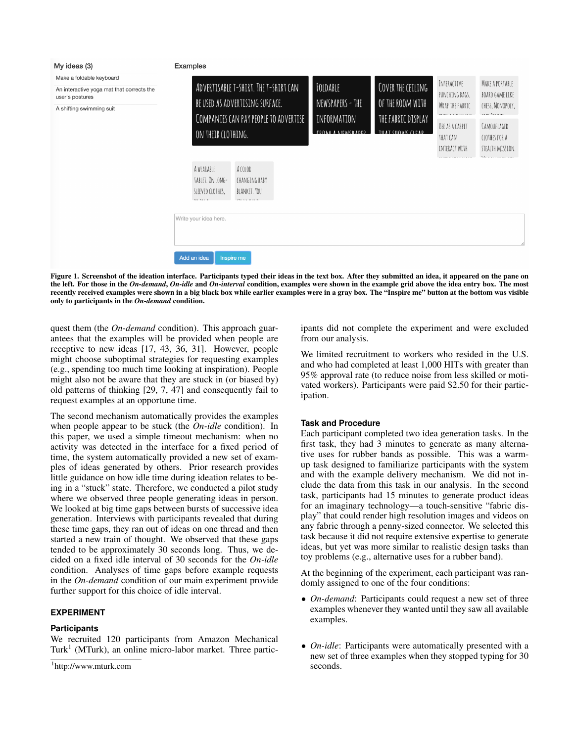My ideas (3)

Make a foldable keyboard

An interactive yoga mat that corrects the user's postures

A shifting swimming suit

Examples

Advertisable T-shirt. The T-shirt can be used as advertising surface. Companies can pay people to advertise on their clothing.

Foldable newspapers - the information from a newspaper

Cover the ceiling of the room with the fabric display that shows clear

Interactive punching bags. Wrap the fabric

Make a portable board game like chess, Monopoly,

Use as a carpet that can interact with

Camouflaged clothes for a stealth mission.

A wearable tablet. On long-sleeved clothes,

A color changing baby blanket. You

Write your idea here.

Add an idea | Inspire me

**Figure 1. Screenshot of the ideation interface. Participants typed their ideas in the text box. After they submitted an idea, it appeared on the pane on the left. For those in the *On-demand*, *On-idle* and *On-interval* condition, examples were shown in the example grid above the idea entry box. The most recently received examples were shown in a big black box while earlier examples were in a gray box. The "Inspire me" button at the bottom was visible only to participants in the *On-demand* condition.**

quest them (the *On-demand* condition). This approach guarantees that the examples will be provided when people are receptive to new ideas [17, 43, 36, 31]. However, people might choose suboptimal strategies for requesting examples (e.g., spending too much time looking at inspiration). People might also not be aware that they are stuck in (or biased by) old patterns of thinking [29, 7, 47] and consequently fail to request examples at an opportune time.

The second mechanism automatically provides the examples when people appear to be stuck (the *On-idle* condition). In this paper, we used a simple timeout mechanism: when no activity was detected in the interface for a fixed period of time, the system automatically provided a new set of examples of ideas generated by others. Prior research provides little guidance on how idle time during ideation relates to being in a "stuck" state. Therefore, we conducted a pilot study where we observed three people generating ideas in person. We looked at big time gaps between bursts of successive idea generation. Interviews with participants revealed that during these time gaps, they ran out of ideas on one thread and then started a new train of thought. We observed that these gaps tended to be approximately 30 seconds long. Thus, we decided on a fixed idle interval of 30 seconds for the *On-idle* condition. Analyses of time gaps before example requests in the *On-demand* condition of our main experiment provide further support for this choice of idle interval.

## EXPERIMENT

### Participants

We recruited 120 participants from Amazon Mechanical Turk[1] (MTurk), an online micro-labor market. Three participants did not complete the experiment and were excluded from our analysis.

We limited recruitment to workers who resided in the U.S. and who had completed at least 1,000 HITs with greater than 95% approval rate (to reduce noise from less skilled or motivated workers). Participants were paid $2.50 for their participation.

[1] http://www.mturk.com

### Task and Procedure

Each participant completed two idea generation tasks. In the first task, they had 3 minutes to generate as many alternative uses for rubber bands as possible. This was a warm-up task designed to familiarize participants with the system and with the example delivery mechanism. We did not include the data from this task in our analysis. In the second task, participants had 15 minutes to generate product ideas for an imaginary technology—a touch-sensitive "fabric display" that could render high resolution images and videos on any fabric through a penny-sized connector. We selected this task because it did not require extensive expertise to generate ideas, but yet was more similar to realistic design tasks than toy problems (e.g., alternative uses for a rubber band).

At the beginning of the experiment, each participant was randomly assigned to one of the four conditions:

- *On-demand*: Participants could request a new set of three examples whenever they wanted until they saw all available examples.
- *On-idle*: Participants were automatically presented with a new set of three examples when they stopped typing for 30 seconds.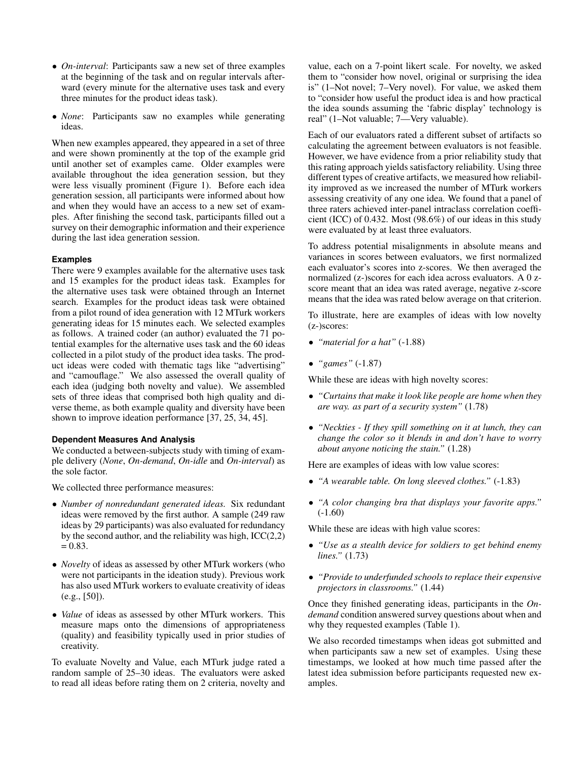- *On-interval*: Participants saw a new set of three examples at the beginning of the task and on regular intervals afterward (every minute for the alternative uses task and every three minutes for the product ideas task).
- *None*: Participants saw no examples while generating ideas.

When new examples appeared, they appeared in a set of three and were shown prominently at the top of the example grid until another set of examples came. Older examples were available throughout the idea generation session, but they were less visually prominent (Figure 1). Before each idea generation session, all participants were informed about how and when they would have an access to a new set of examples. After finishing the second task, participants filled out a survey on their demographic information and their experience during the last idea generation session.

### Examples

There were 9 examples available for the alternative uses task and 15 examples for the product ideas task. Examples for the alternative uses task were obtained through an Internet search. Examples for the product ideas task were obtained from a pilot round of idea generation with 12 MTurk workers generating ideas for 15 minutes each. We selected examples as follows. A trained coder (an author) evaluated the 71 potential examples for the alternative uses task and the 60 ideas collected in a pilot study of the product idea tasks. The product ideas were coded with thematic tags like "advertising" and "camouflage." We also assessed the overall quality of each idea (judging both novelty and value). We assembled sets of three ideas that comprised both high quality and diverse theme, as both example quality and diversity have been shown to improve ideation performance [37, 25, 34, 45].

### Dependent Measures And Analysis

We conducted a between-subjects study with timing of example delivery (*None*, *On-demand*, *On-idle* and *On-interval*) as the sole factor.

We collected three performance measures:

- *Number of nonredundant generated ideas.* Six redundant ideas were removed by the first author. A sample (249 raw ideas by 29 participants) was also evaluated for redundancy by the second author, and the reliability was high, ICC(2,2) = 0.83.
- *Novelty* of ideas as assessed by other MTurk workers (who were not participants in the ideation study). Previous work has also used MTurk workers to evaluate creativity of ideas (e.g., [50]).
- *Value* of ideas as assessed by other MTurk workers. This measure maps onto the dimensions of appropriateness (quality) and feasibility typically used in prior studies of creativity.

To evaluate Novelty and Value, each MTurk judge rated a random sample of 25–30 ideas. The evaluators were asked to read all ideas before rating them on 2 criteria, novelty and value, each on a 7-point likert scale. For novelty, we asked them to "consider how novel, original or surprising the idea is" (1–Not novel; 7–Very novel). For value, we asked them to "consider how useful the product idea is and how practical the idea sounds assuming the 'fabric display' technology is real" (1–Not valuable; 7—Very valuable).

Each of our evaluators rated a different subset of artifacts so calculating the agreement between evaluators is not feasible. However, we have evidence from a prior reliability study that this rating approach yields satisfactory reliability. Using three different types of creative artifacts, we measured how reliability improved as we increased the number of MTurk workers assessing creativity of any one idea. We found that a panel of three raters achieved inter-panel intraclass correlation coefficient (ICC) of 0.432. Most (98.6%) of our ideas in this study were evaluated by at least three evaluators.

To address potential misalignments in absolute means and variances in scores between evaluators, we first normalized each evaluator's scores into z-scores. We then averaged the normalized (z-)scores for each idea across evaluators. A 0 z-score meant that an idea was rated average, negative z-score means that the idea was rated below average on that criterion.

To illustrate, here are examples of ideas with low novelty (z-)scores:

- *"material for a hat"* (-1.88)
- *"games"* (-1.87)

While these are ideas with high novelty scores:

- *"Curtains that make it look like people are home when they are way. as part of a security system"* (1.78)
- *"Neckties - If they spill something on it at lunch, they can change the color so it blends in and don't have to worry about anyone noticing the stain."* (1.28)

Here are examples of ideas with low value scores:

- *"A wearable table. On long sleeved clothes."* (-1.83)
- *"A color changing bra that displays your favorite apps."* (-1.60)

While these are ideas with high value scores:

- *"Use as a stealth device for soldiers to get behind enemy lines."* (1.73)
- *"Provide to underfunded schools to replace their expensive projectors in classrooms."* (1.44)

Once they finished generating ideas, participants in the *On-demand* condition answered survey questions about when and why they requested examples (Table 1).

We also recorded timestamps when ideas got submitted and when participants saw a new set of examples. Using these timestamps, we looked at how much time passed after the latest idea submission before participants requested new examples.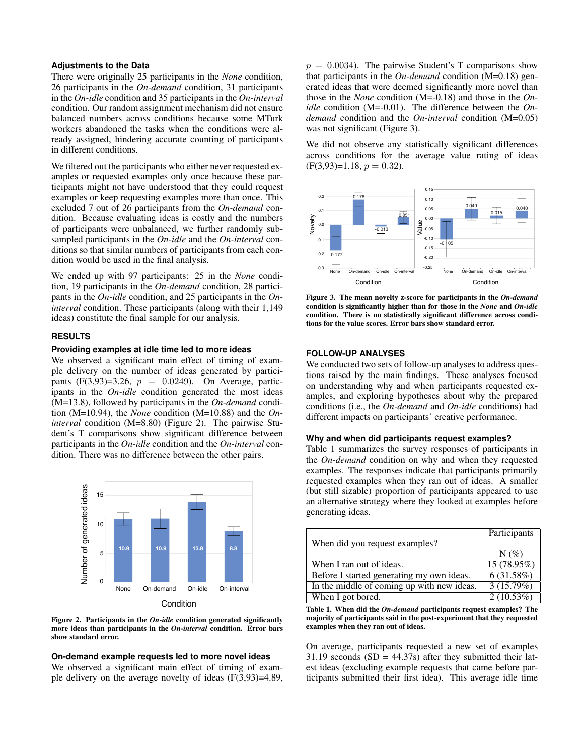### Adjustments to the Data

There were originally 25 participants in the *None* condition, 26 participants in the *On-demand* condition, 31 participants in the *On-idle* condition and 35 participants in the *On-interval* condition. Our random assignment mechanism did not ensure balanced numbers across conditions because some MTurk workers abandoned the tasks when the conditions were already assigned, hindering accurate counting of participants in different conditions.

We filtered out the participants who either never requested examples or requested examples only once because these participants might not have understood that they could request examples or keep requesting examples more than once. This excluded 7 out of 26 participants from the *On-demand* condition. Because evaluating ideas is costly and the numbers of participants were unbalanced, we further randomly subsampled participants in the *On-idle* and the *On-interval* conditions so that similar numbers of participants from each condition would be used in the final analysis.

We ended up with 97 participants: 25 in the *None* condition, 19 participants in the *On-demand* condition, 28 participants in the *On-idle* condition, and 25 participants in the *On-interval* condition. These participants (along with their 1,149 ideas) constitute the final sample for our analysis.

## RESULTS

### Providing examples at idle time led to more ideas

We observed a significant main effect of timing of example delivery on the number of ideas generated by participants ($F(3,93)=3.26$, $p = 0.0249$). On Average, participants in the *On-idle* condition generated the most ideas (M=13.8), followed by participants in the *On-demand* condition (M=10.94), the *None* condition (M=10.88) and the *On-interval* condition (M=8.80) (Figure 2). The pairwise Student's T comparisons show significant difference between participants in the *On-idle* condition and the *On-interval* condition. There was no difference between the other pairs.

**Figure 2. Participants in the *On-idle* condition generated significantly more ideas than participants in the *On-interval* condition. Error bars show standard error.**

### On-demand example requests led to more novel ideas

We observed a significant main effect of timing of example delivery on the average novelty of ideas ($F(3,93)=4.89$, $p = 0.0034$). The pairwise Student's T comparisons show that participants in the *On-demand* condition (M=0.18) generated ideas that were deemed significantly more novel than those in the *None* condition (M=-0.18) and those in the *On-idle* condition (M=-0.01). The difference between the *On-demand* condition and the *On-interval* condition (M=0.05) was not significant (Figure 3).

We did not observe any statistically significant differences across conditions for the average value rating of ideas ($F(3,93)=1.18$, $p = 0.32$).

**Figure 3. The mean novelty z-score for participants in the *On-demand* condition is significantly higher than for those in the *None* and *On-idle* condition. There is no statistically significant difference across conditions for the value scores. Error bars show standard error.**

## FOLLOW-UP ANALYSES

We conducted two sets of follow-up analyses to address questions raised by the main findings. These analyses focused on understanding why and when participants requested examples, and exploring hypotheses about why the prepared conditions (i.e., the *On-demand* and *On-idle* conditions) had different impacts on participants' creative performance.

### Why and when did participants request examples?

Table 1 summarizes the survey responses of participants in the *On-demand* condition on why and when they requested examples. The responses indicate that participants primarily requested examples when they ran out of ideas. A smaller (but still sizable) proportion of participants appeared to use an alternative strategy where they looked at examples before generating ideas.

| When did you request examples? | Participants N (%) |
|---|---|
| When I ran out of ideas. | 15 (78.95%) |
| Before I started generating my own ideas. | 6 (31.58%) |
| In the middle of coming up with new ideas. | 3 (15.79%) |
| When I got bored. | 2 (10.53%) |

**Table 1. When did the *On-demand* participants request examples? The majority of participants said in the post-experiment that they requested examples when they ran out of ideas.**

On average, participants requested a new set of examples 31.19 seconds (SD = 44.37s) after they submitted their latest ideas (excluding example requests that came before participants submitted their first idea). This average idle time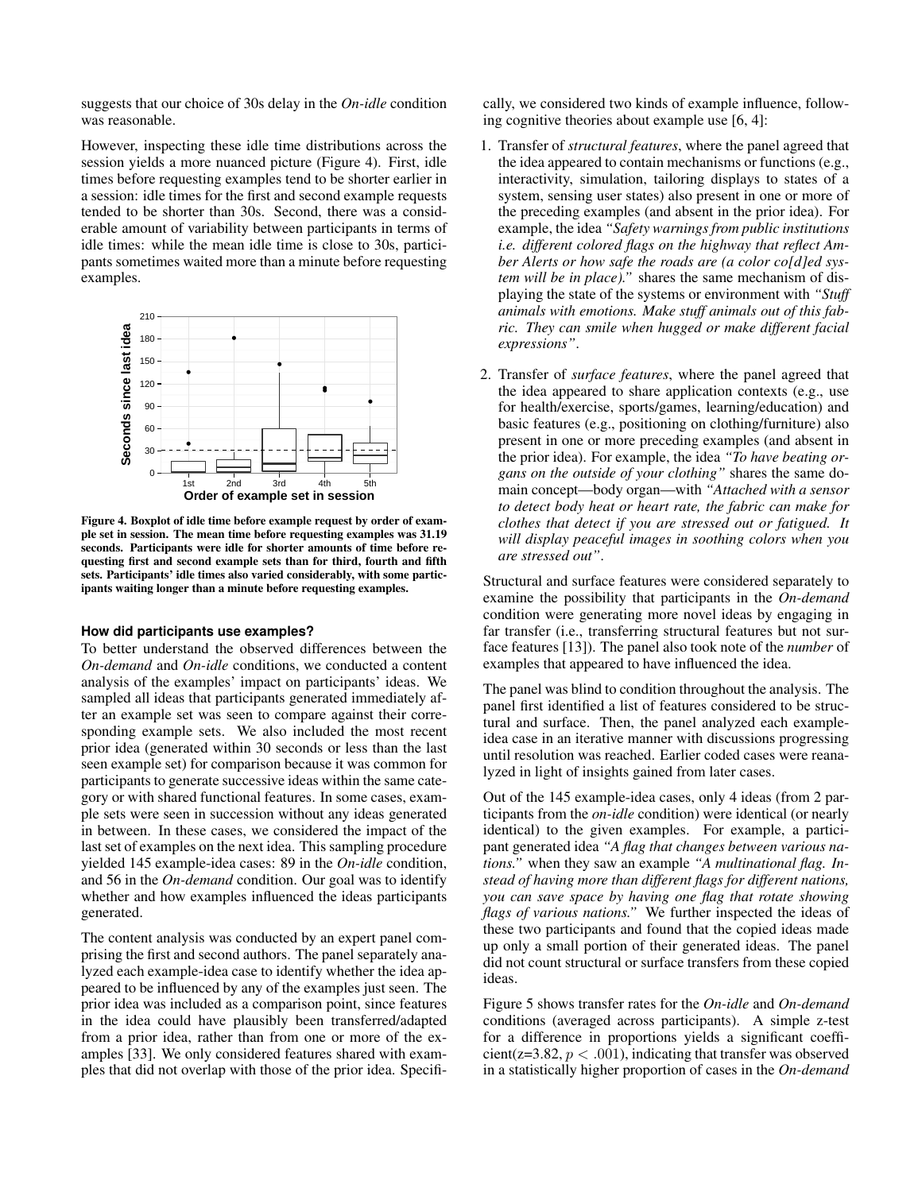suggests that our choice of 30s delay in the *On-idle* condition was reasonable.

However, inspecting these idle time distributions across the session yields a more nuanced picture (Figure 4). First, idle times before requesting examples tend to be shorter earlier in a session: idle times for the first and second example requests tended to be shorter than 30s. Second, there was a considerable amount of variability between participants in terms of idle times: while the mean idle time is close to 30s, participants sometimes waited more than a minute before requesting examples.

Seconds since last idea

210
180
150
120
90
60
30
0

1st
2nd
3rd
4th
5th

Order of example set in session

Figure 4. Boxplot of idle time before example request by order of example set in session. The mean time before requesting examples was 31.19 seconds. Participants were idle for shorter amounts of time before requesting first and second example sets than for third, fourth and fifth sets. Participants' idle times also varied considerably, with some participants waiting longer than a minute before requesting examples.

### How did participants use examples?

To better understand the observed differences between the *On-demand* and *On-idle* conditions, we conducted a content analysis of the examples' impact on participants' ideas. We sampled all ideas that participants generated immediately after an example set was seen to compare against their corresponding example sets. We also included the most recent prior idea (generated within 30 seconds or less than the last seen example set) for comparison because it was common for participants to generate successive ideas within the same category or with shared functional features. In some cases, example sets were seen in succession without any ideas generated in between. In these cases, we considered the impact of the last set of examples on the next idea. This sampling procedure yielded 145 example-idea cases: 89 in the *On-idle* condition, and 56 in the *On-demand* condition. Our goal was to identify whether and how examples influenced the ideas participants generated.

The content analysis was conducted by an expert panel comprising the first and second authors. The panel separately analyzed each example-idea case to identify whether the idea appeared to be influenced by any of the examples just seen. The prior idea was included as a comparison point, since features in the idea could have plausibly been transferred/adapted from a prior idea, rather than from one or more of the examples [33]. We only considered features shared with examples that did not overlap with those of the prior idea. Specifically, we considered two kinds of example influence, following cognitive theories about example use [6, 4]:

1. Transfer of *structural features*, where the panel agreed that the idea appeared to contain mechanisms or functions (e.g., interactivity, simulation, tailoring displays to states of a system, sensing user states) also present in one or more of the preceding examples (and absent in the prior idea). For example, the idea *"Safety warnings from public institutions i.e. different colored flags on the highway that reflect Amber Alerts or how safe the roads are (a color co[d]ed system will be in place)."* shares the same mechanism of displaying the state of the systems or environment with *"Stuff animals with emotions. Make stuff animals out of this fabric. They can smile when hugged or make different facial expressions"*.
2. Transfer of *surface features*, where the panel agreed that the idea appeared to share application contexts (e.g., use for health/exercise, sports/games, learning/education) and basic features (e.g., positioning on clothing/furniture) also present in one or more preceding examples (and absent in the prior idea). For example, the idea *"To have beating organs on the outside of your clothing"* shares the same domain concept—body organ—with *"Attached with a sensor to detect body heat or heart rate, the fabric can make for clothes that detect if you are stressed out or fatigued. It will display peaceful images in soothing colors when you are stressed out"*.

Structural and surface features were considered separately to examine the possibility that participants in the *On-demand* condition were generating more novel ideas by engaging in far transfer (i.e., transferring structural features but not surface features [13]). The panel also took note of the *number* of examples that appeared to have influenced the idea.

The panel was blind to condition throughout the analysis. The panel first identified a list of features considered to be structural and surface. Then, the panel analyzed each example-idea case in an iterative manner with discussions progressing until resolution was reached. Earlier coded cases were reanalyzed in light of insights gained from later cases.

Out of the 145 example-idea cases, only 4 ideas (from 2 participants from the *on-idle* condition) were identical (or nearly identical) to the given examples. For example, a participant generated idea *"A flag that changes between various nations."* when they saw an example *"A multinational flag. Instead of having more than different flags for different nations, you can save space by having one flag that rotate showing flags of various nations."* We further inspected the ideas of these two participants and found that the copied ideas made up only a small portion of their generated ideas. The panel did not count structural or surface transfers from these copied ideas.

Figure 5 shows transfer rates for the *On-idle* and *On-demand* conditions (averaged across participants). A simple z-test for a difference in proportions yields a significant coefficient($z$=3.82, $p < .001$), indicating that transfer was observed in a statistically higher proportion of cases in the *On-demand*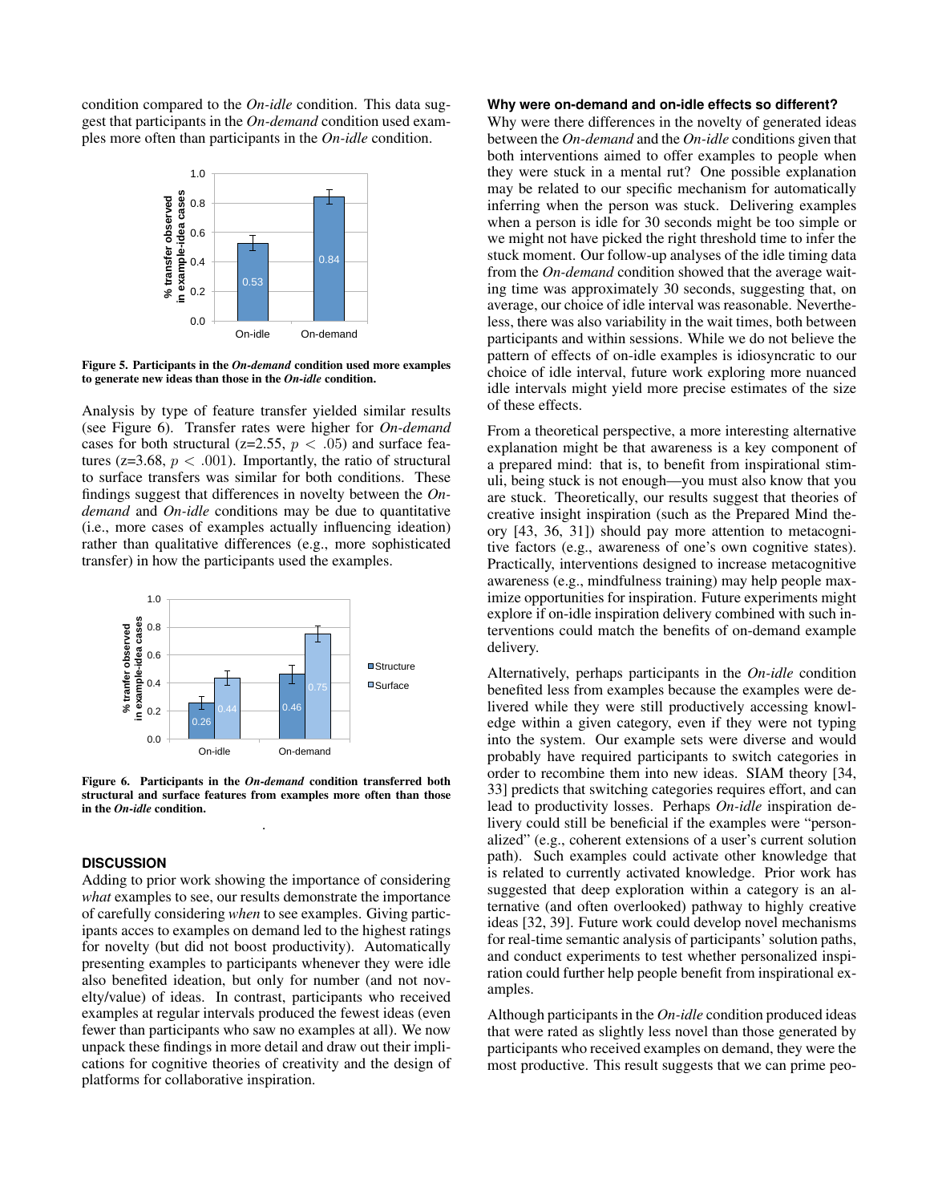condition compared to the *On-idle* condition. This data suggest that participants in the *On-demand* condition used examples more often than participants in the *On-idle* condition.

1.0
0.8
0.6
0.4
0.2
0.0
% transfer observed in example-idea cases
0.53
0.84
On-idle
On-demand

**Figure 5. Participants in the *On-demand* condition used more examples to generate new ideas than those in the *On-idle* condition.**

Analysis by type of feature transfer yielded similar results (see Figure 6). Transfer rates were higher for *On-demand* cases for both structural (z=2.55, $p < .05$) and surface features (z=3.68, $p < .001$). Importantly, the ratio of structural to surface transfers was similar for both conditions. These findings suggest that differences in novelty between the *On-demand* and *On-idle* conditions may be due to quantitative (i.e., more cases of examples actually influencing ideation) rather than qualitative differences (e.g., more sophisticated transfer) in how the participants used the examples.

1.0
0.8
0.6
0.4
0.2
0.0
% tranfer observed in example-idea cases
0.26
0.44
0.46
0.75
On-idle
On-demand
Structure
Surface

**Figure 6. Participants in the *On-demand* condition transferred both structural and surface features from examples more often than those in the *On-idle* condition.**

## DISCUSSION

Adding to prior work showing the importance of considering *what* examples to see, our results demonstrate the importance of carefully considering *when* to see examples. Giving participants acces to examples on demand led to the highest ratings for novelty (but did not boost productivity). Automatically presenting examples to participants whenever they were idle also benefited ideation, but only for number (and not novelty/value) of ideas. In contrast, participants who received examples at regular intervals produced the fewest ideas (even fewer than participants who saw no examples at all). We now unpack these findings in more detail and draw out their implications for cognitive theories of creativity and the design of platforms for collaborative inspiration.

### Why were on-demand and on-idle effects so different?

Why were there differences in the novelty of generated ideas between the *On-demand* and the *On-idle* conditions given that both interventions aimed to offer examples to people when they were stuck in a mental rut? One possible explanation may be related to our specific mechanism for automatically inferring when the person was stuck. Delivering examples when a person is idle for 30 seconds might be too simple or we might not have picked the right threshold time to infer the stuck moment. Our follow-up analyses of the idle timing data from the *On-demand* condition showed that the average waiting time was approximately 30 seconds, suggesting that, on average, our choice of idle interval was reasonable. Nevertheless, there was also variability in the wait times, both between participants and within sessions. While we do not believe the pattern of effects of on-idle examples is idiosyncratic to our choice of idle interval, future work exploring more nuanced idle intervals might yield more precise estimates of the size of these effects.

From a theoretical perspective, a more interesting alternative explanation might be that awareness is a key component of a prepared mind: that is, to benefit from inspirational stimuli, being stuck is not enough—you must also know that you are stuck. Theoretically, our results suggest that theories of creative insight inspiration (such as the Prepared Mind theory [43, 36, 31]) should pay more attention to metacognitive factors (e.g., awareness of one's own cognitive states). Practically, interventions designed to increase metacognitive awareness (e.g., mindfulness training) may help people maximize opportunities for inspiration. Future experiments might explore if on-idle inspiration delivery combined with such interventions could match the benefits of on-demand example delivery.

Alternatively, perhaps participants in the *On-idle* condition benefited less from examples because the examples were delivered while they were still productively accessing knowledge within a given category, even if they were not typing into the system. Our example sets were diverse and would probably have required participants to switch categories in order to recombine them into new ideas. SIAM theory [34, 33] predicts that switching categories requires effort, and can lead to productivity losses. Perhaps *On-idle* inspiration delivery could still be beneficial if the examples were "personalized" (e.g., coherent extensions of a user's current solution path). Such examples could activate other knowledge that is related to currently activated knowledge. Prior work has suggested that deep exploration within a category is an alternative (and often overlooked) pathway to highly creative ideas [32, 39]. Future work could develop novel mechanisms for real-time semantic analysis of participants' solution paths, and conduct experiments to test whether personalized inspiration could further help people benefit from inspirational examples.

Although participants in the *On-idle* condition produced ideas that were rated as slightly less novel than those generated by participants who received examples on demand, they were the most productive. This result suggests that we can prime peo-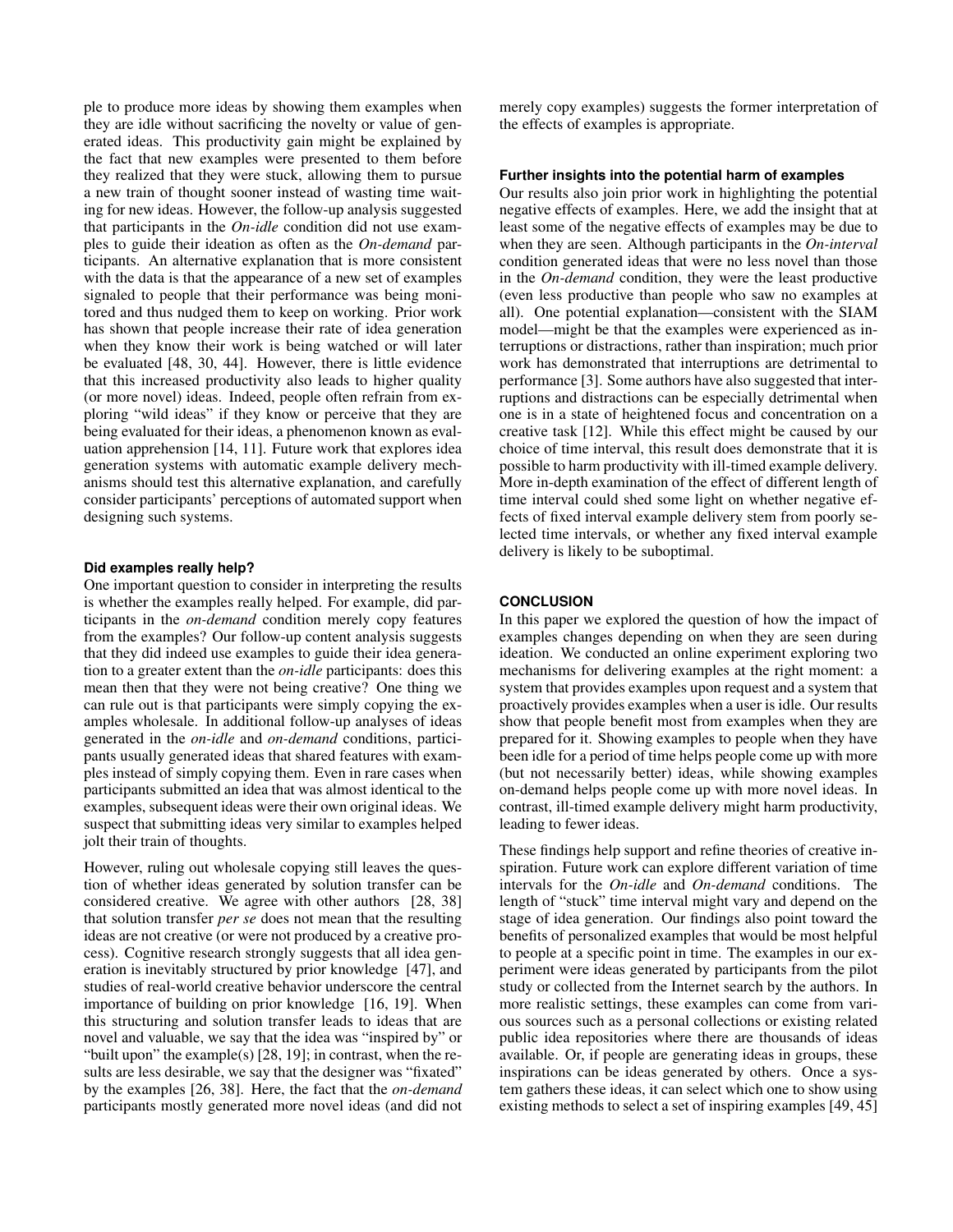ple to produce more ideas by showing them examples when they are idle without sacrificing the novelty or value of generated ideas. This productivity gain might be explained by the fact that new examples were presented to them before they realized that they were stuck, allowing them to pursue a new train of thought sooner instead of wasting time waiting for new ideas. However, the follow-up analysis suggested that participants in the *On-idle* condition did not use examples to guide their ideation as often as the *On-demand* participants. An alternative explanation that is more consistent with the data is that the appearance of a new set of examples signaled to people that their performance was being monitored and thus nudged them to keep on working. Prior work has shown that people increase their rate of idea generation when they know their work is being watched or will later be evaluated [48, 30, 44]. However, there is little evidence that this increased productivity also leads to higher quality (or more novel) ideas. Indeed, people often refrain from exploring "wild ideas" if they know or perceive that they are being evaluated for their ideas, a phenomenon known as evaluation apprehension [14, 11]. Future work that explores idea generation systems with automatic example delivery mechanisms should test this alternative explanation, and carefully consider participants' perceptions of automated support when designing such systems.

### Did examples really help?

One important question to consider in interpreting the results is whether the examples really helped. For example, did participants in the *on-demand* condition merely copy features from the examples? Our follow-up content analysis suggests that they did indeed use examples to guide their idea generation to a greater extent than the *on-idle* participants: does this mean then that they were not being creative? One thing we can rule out is that participants were simply copying the examples wholesale. In additional follow-up analyses of ideas generated in the *on-idle* and *on-demand* conditions, participants usually generated ideas that shared features with examples instead of simply copying them. Even in rare cases when participants submitted an idea that was almost identical to the examples, subsequent ideas were their own original ideas. We suspect that submitting ideas very similar to examples helped jolt their train of thoughts.

However, ruling out wholesale copying still leaves the question of whether ideas generated by solution transfer can be considered creative. We agree with other authors [28, 38] that solution transfer *per se* does not mean that the resulting ideas are not creative (or were not produced by a creative process). Cognitive research strongly suggests that all idea generation is inevitably structured by prior knowledge [47], and studies of real-world creative behavior underscore the central importance of building on prior knowledge [16, 19]. When this structuring and solution transfer leads to ideas that are novel and valuable, we say that the idea was "inspired by" or "built upon" the example(s) [28, 19]; in contrast, when the results are less desirable, we say that the designer was "fixated" by the examples [26, 38]. Here, the fact that the *on-demand* participants mostly generated more novel ideas (and did not merely copy examples) suggests the former interpretation of the effects of examples is appropriate.

### Further insights into the potential harm of examples

Our results also join prior work in highlighting the potential negative effects of examples. Here, we add the insight that at least some of the negative effects of examples may be due to when they are seen. Although participants in the *On-interval* condition generated ideas that were no less novel than those in the *On-demand* condition, they were the least productive (even less productive than people who saw no examples at all). One potential explanation—consistent with the SIAM model—might be that the examples were experienced as interruptions or distractions, rather than inspiration; much prior work has demonstrated that interruptions are detrimental to performance [3]. Some authors have also suggested that interruptions and distractions can be especially detrimental when one is in a state of heightened focus and concentration on a creative task [12]. While this effect might be caused by our choice of time interval, this result does demonstrate that it is possible to harm productivity with ill-timed example delivery. More in-depth examination of the effect of different length of time interval could shed some light on whether negative effects of fixed interval example delivery stem from poorly selected time intervals, or whether any fixed interval example delivery is likely to be suboptimal.

## CONCLUSION

In this paper we explored the question of how the impact of examples changes depending on when they are seen during ideation. We conducted an online experiment exploring two mechanisms for delivering examples at the right moment: a system that provides examples upon request and a system that proactively provides examples when a user is idle. Our results show that people benefit most from examples when they are prepared for it. Showing examples to people when they have been idle for a period of time helps people come up with more (but not necessarily better) ideas, while showing examples on-demand helps people come up with more novel ideas. In contrast, ill-timed example delivery might harm productivity, leading to fewer ideas.

These findings help support and refine theories of creative inspiration. Future work can explore different variation of time intervals for the *On-idle* and *On-demand* conditions. The length of "stuck" time interval might vary and depend on the stage of idea generation. Our findings also point toward the benefits of personalized examples that would be most helpful to people at a specific point in time. The examples in our experiment were ideas generated by participants from the pilot study or collected from the Internet search by the authors. In more realistic settings, these examples can come from various sources such as a personal collections or existing related public idea repositories where there are thousands of ideas available. Or, if people are generating ideas in groups, these inspirations can be ideas generated by others. Once a system gathers these ideas, it can select which one to show using existing methods to select a set of inspiring examples [49, 45]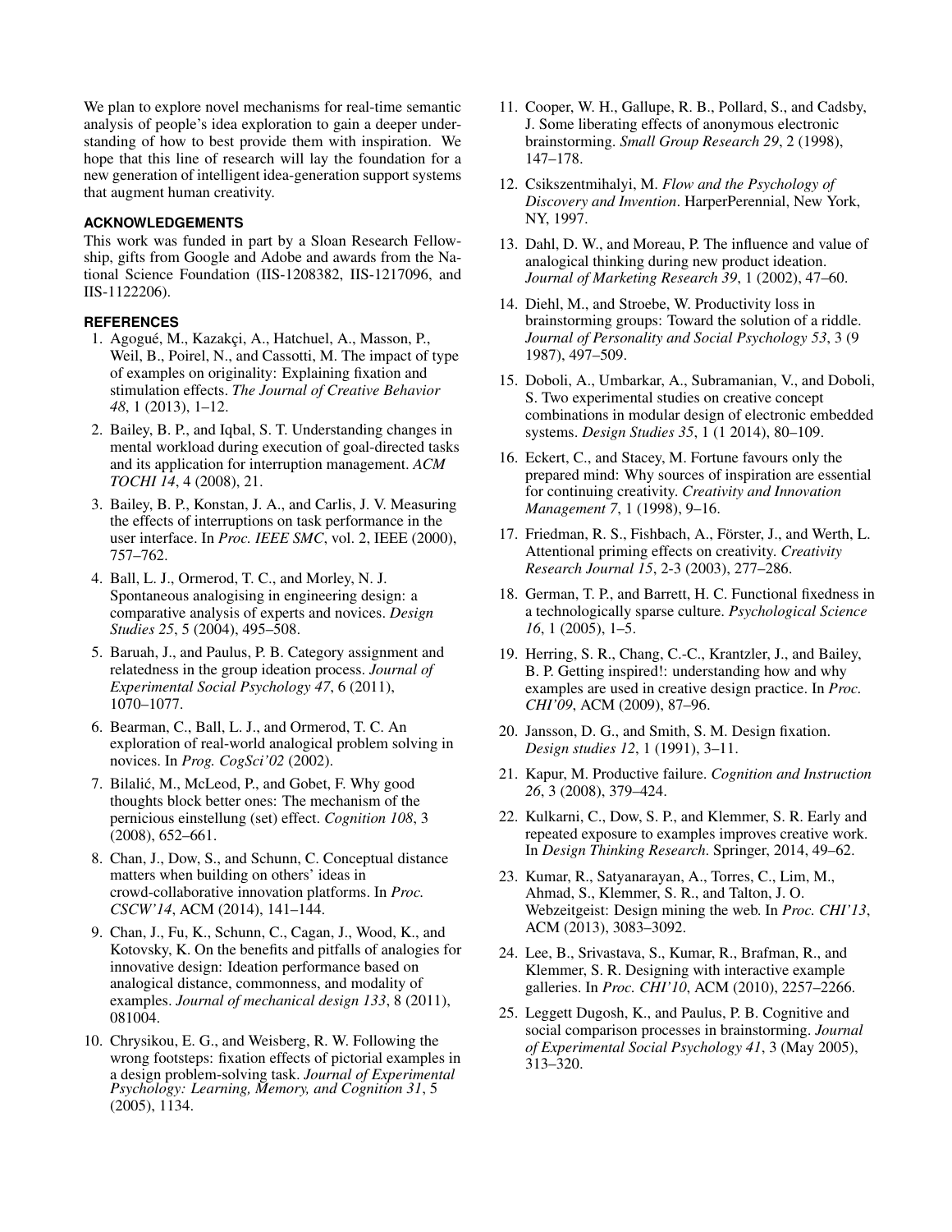We plan to explore novel mechanisms for real-time semantic analysis of people's idea exploration to gain a deeper understanding of how to best provide them with inspiration. We hope that this line of research will lay the foundation for a new generation of intelligent idea-generation support systems that augment human creativity.

## ACKNOWLEDGEMENTS

This work was funded in part by a Sloan Research Fellowship, gifts from Google and Adobe and awards from the National Science Foundation (IIS-1208382, IIS-1217096, and IIS-1122206).

## REFERENCES

1. Agogué, M., Kazakçi, A., Hatchuel, A., Masson, P., Weil, B., Poirel, N., and Cassotti, M. The impact of type of examples on originality: Explaining fixation and stimulation effects. *The Journal of Creative Behavior 48*, 1 (2013), 1–12.
2. Bailey, B. P., and Iqbal, S. T. Understanding changes in mental workload during execution of goal-directed tasks and its application for interruption management. *ACM TOCHI 14*, 4 (2008), 21.
3. Bailey, B. P., Konstan, J. A., and Carlis, J. V. Measuring the effects of interruptions on task performance in the user interface. In *Proc. IEEE SMC*, vol. 2, IEEE (2000), 757–762.
4. Ball, L. J., Ormerod, T. C., and Morley, N. J. Spontaneous analogising in engineering design: a comparative analysis of experts and novices. *Design Studies 25*, 5 (2004), 495–508.
5. Baruah, J., and Paulus, P. B. Category assignment and relatedness in the group ideation process. *Journal of Experimental Social Psychology 47*, 6 (2011), 1070–1077.
6. Bearman, C., Ball, L. J., and Ormerod, T. C. An exploration of real-world analogical problem solving in novices. In *Prog. CogSci'02* (2002).
7. Bilalić, M., McLeod, P., and Gobet, F. Why good thoughts block better ones: The mechanism of the pernicious einstellung (set) effect. *Cognition 108*, 3 (2008), 652–661.
8. Chan, J., Dow, S., and Schunn, C. Conceptual distance matters when building on others' ideas in crowd-collaborative innovation platforms. In *Proc. CSCW'14*, ACM (2014), 141–144.
9. Chan, J., Fu, K., Schunn, C., Cagan, J., Wood, K., and Kotovsky, K. On the benefits and pitfalls of analogies for innovative design: Ideation performance based on analogical distance, commonness, and modality of examples. *Journal of mechanical design 133*, 8 (2011), 081004.
10. Chrysikou, E. G., and Weisberg, R. W. Following the wrong footsteps: fixation effects of pictorial examples in a design problem-solving task. *Journal of Experimental Psychology: Learning, Memory, and Cognition 31*, 5 (2005), 1134.
11. Cooper, W. H., Gallupe, R. B., Pollard, S., and Cadsby, J. Some liberating effects of anonymous electronic brainstorming. *Small Group Research 29*, 2 (1998), 147–178.
12. Csikszentmihalyi, M. *Flow and the Psychology of Discovery and Invention*. HarperPerennial, New York, NY, 1997.
13. Dahl, D. W., and Moreau, P. The influence and value of analogical thinking during new product ideation. *Journal of Marketing Research 39*, 1 (2002), 47–60.
14. Diehl, M., and Stroebe, W. Productivity loss in brainstorming groups: Toward the solution of a riddle. *Journal of Personality and Social Psychology 53*, 3 (9 1987), 497–509.
15. Doboli, A., Umbarkar, A., Subramanian, V., and Doboli, S. Two experimental studies on creative concept combinations in modular design of electronic embedded systems. *Design Studies 35*, 1 (1 2014), 80–109.
16. Eckert, C., and Stacey, M. Fortune favours only the prepared mind: Why sources of inspiration are essential for continuing creativity. *Creativity and Innovation Management 7*, 1 (1998), 9–16.
17. Friedman, R. S., Fishbach, A., Förster, J., and Werth, L. Attentional priming effects on creativity. *Creativity Research Journal 15*, 2-3 (2003), 277–286.
18. German, T. P., and Barrett, H. C. Functional fixedness in a technologically sparse culture. *Psychological Science 16*, 1 (2005), 1–5.
19. Herring, S. R., Chang, C.-C., Krantzler, J., and Bailey, B. P. Getting inspired!: understanding how and why examples are used in creative design practice. In *Proc. CHI'09*, ACM (2009), 87–96.
20. Jansson, D. G., and Smith, S. M. Design fixation. *Design studies 12*, 1 (1991), 3–11.
21. Kapur, M. Productive failure. *Cognition and Instruction 26*, 3 (2008), 379–424.
22. Kulkarni, C., Dow, S. P., and Klemmer, S. R. Early and repeated exposure to examples improves creative work. In *Design Thinking Research*. Springer, 2014, 49–62.
23. Kumar, R., Satyanarayan, A., Torres, C., Lim, M., Ahmad, S., Klemmer, S. R., and Talton, J. O. Webzeitgeist: Design mining the web. In *Proc. CHI'13*, ACM (2013), 3083–3092.
24. Lee, B., Srivastava, S., Kumar, R., Brafman, R., and Klemmer, S. R. Designing with interactive example galleries. In *Proc. CHI'10*, ACM (2010), 2257–2266.
25. Leggett Dugosh, K., and Paulus, P. B. Cognitive and social comparison processes in brainstorming. *Journal of Experimental Social Psychology 41*, 3 (May 2005), 313–320.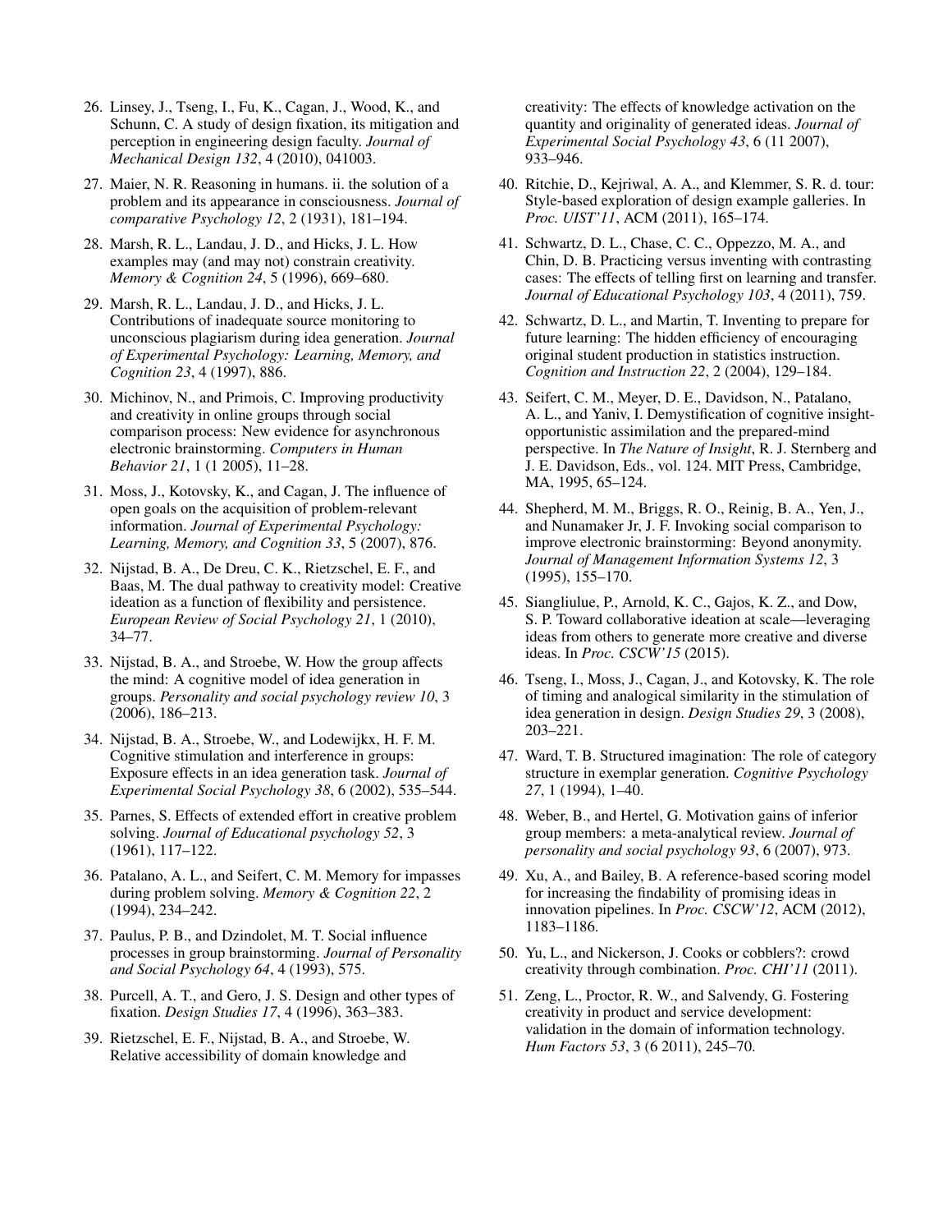26. Linsey, J., Tseng, I., Fu, K., Cagan, J., Wood, K., and Schunn, C. A study of design fixation, its mitigation and perception in engineering design faculty. *Journal of Mechanical Design 132*, 4 (2010), 041003.

27. Maier, N. R. Reasoning in humans. ii. the solution of a problem and its appearance in consciousness. *Journal of comparative Psychology 12*, 2 (1931), 181–194.

28. Marsh, R. L., Landau, J. D., and Hicks, J. L. How examples may (and may not) constrain creativity. *Memory & Cognition 24*, 5 (1996), 669–680.

29. Marsh, R. L., Landau, J. D., and Hicks, J. L. Contributions of inadequate source monitoring to unconscious plagiarism during idea generation. *Journal of Experimental Psychology: Learning, Memory, and Cognition 23*, 4 (1997), 886.

30. Michinov, N., and Primois, C. Improving productivity and creativity in online groups through social comparison process: New evidence for asynchronous electronic brainstorming. *Computers in Human Behavior 21*, 1 (1 2005), 11–28.

31. Moss, J., Kotovsky, K., and Cagan, J. The influence of open goals on the acquisition of problem-relevant information. *Journal of Experimental Psychology: Learning, Memory, and Cognition 33*, 5 (2007), 876.

32. Nijstad, B. A., De Dreu, C. K., Rietzschel, E. F., and Baas, M. The dual pathway to creativity model: Creative ideation as a function of flexibility and persistence. *European Review of Social Psychology 21*, 1 (2010), 34–77.

33. Nijstad, B. A., and Stroebe, W. How the group affects the mind: A cognitive model of idea generation in groups. *Personality and social psychology review 10*, 3 (2006), 186–213.

34. Nijstad, B. A., Stroebe, W., and Lodewijkx, H. F. M. Cognitive stimulation and interference in groups: Exposure effects in an idea generation task. *Journal of Experimental Social Psychology 38*, 6 (2002), 535–544.

35. Parnes, S. Effects of extended effort in creative problem solving. *Journal of Educational psychology 52*, 3 (1961), 117–122.

36. Patalano, A. L., and Seifert, C. M. Memory for impasses during problem solving. *Memory & Cognition 22*, 2 (1994), 234–242.

37. Paulus, P. B., and Dzindolet, M. T. Social influence processes in group brainstorming. *Journal of Personality and Social Psychology 64*, 4 (1993), 575.

38. Purcell, A. T., and Gero, J. S. Design and other types of fixation. *Design Studies 17*, 4 (1996), 363–383.

39. Rietzschel, E. F., Nijstad, B. A., and Stroebe, W. Relative accessibility of domain knowledge and creativity: The effects of knowledge activation on the quantity and originality of generated ideas. *Journal of Experimental Social Psychology 43*, 6 (11 2007), 933–946.

40. Ritchie, D., Kejriwal, A. A., and Klemmer, S. R. d. tour: Style-based exploration of design example galleries. In *Proc. UIST'11*, ACM (2011), 165–174.

41. Schwartz, D. L., Chase, C. C., Oppezzo, M. A., and Chin, D. B. Practicing versus inventing with contrasting cases: The effects of telling first on learning and transfer. *Journal of Educational Psychology 103*, 4 (2011), 759.

42. Schwartz, D. L., and Martin, T. Inventing to prepare for future learning: The hidden efficiency of encouraging original student production in statistics instruction. *Cognition and Instruction 22*, 2 (2004), 129–184.

43. Seifert, C. M., Meyer, D. E., Davidson, N., Patalano, A. L., and Yaniv, I. Demystification of cognitive insight-opportunistic assimilation and the prepared-mind perspective. In *The Nature of Insight*, R. J. Sternberg and J. E. Davidson, Eds., vol. 124. MIT Press, Cambridge, MA, 1995, 65–124.

44. Shepherd, M. M., Briggs, R. O., Reinig, B. A., Yen, J., and Nunamaker Jr, J. F. Invoking social comparison to improve electronic brainstorming: Beyond anonymity. *Journal of Management Information Systems 12*, 3 (1995), 155–170.

45. Siangliulue, P., Arnold, K. C., Gajos, K. Z., and Dow, S. P. Toward collaborative ideation at scale—leveraging ideas from others to generate more creative and diverse ideas. In *Proc. CSCW'15* (2015).

46. Tseng, I., Moss, J., Cagan, J., and Kotovsky, K. The role of timing and analogical similarity in the stimulation of idea generation in design. *Design Studies 29*, 3 (2008), 203–221.

47. Ward, T. B. Structured imagination: The role of category structure in exemplar generation. *Cognitive Psychology 27*, 1 (1994), 1–40.

48. Weber, B., and Hertel, G. Motivation gains of inferior group members: a meta-analytical review. *Journal of personality and social psychology 93*, 6 (2007), 973.

49. Xu, A., and Bailey, B. A reference-based scoring model for increasing the findability of promising ideas in innovation pipelines. In *Proc. CSCW'12*, ACM (2012), 1183–1186.

50. Yu, L., and Nickerson, J. Cooks or cobblers?: crowd creativity through combination. *Proc. CHI'11* (2011).

51. Zeng, L., Proctor, R. W., and Salvendy, G. Fostering creativity in product and service development: validation in the domain of information technology. *Hum Factors 53*, 3 (6 2011), 245–70.